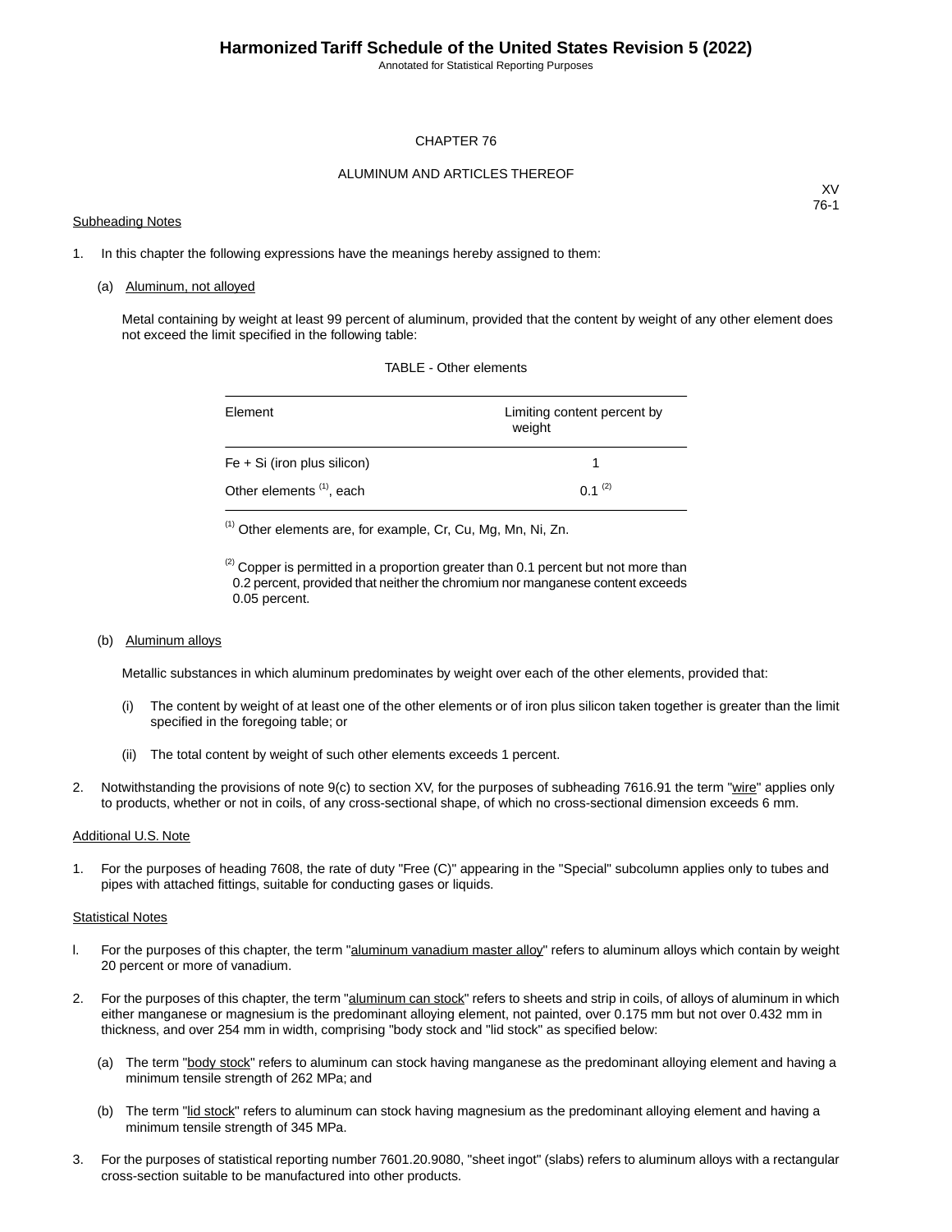# CHAPTER 76

## ALUMINUM AND ARTICLES THEREOF

XV
76-1

Subheading Notes

1. In this chapter the following expressions have the meanings hereby assigned to them:

   (a) Aluminum, not alloyed

   Metal containing by weight at least 99 percent of aluminum, provided that the content by weight of any other element does not exceed the limit specified in the following table:

   TABLE - Other elements

   | Element | Limiting content percent by weight |
   |---|---|
   | Fe + Si (iron plus silicon) | 1 |
   | Other elements [(1)], each | 0.1 [(2)] |

   [(1)] Other elements are, for example, Cr, Cu, Mg, Mn, Ni, Zn.

   [(2)] Copper is permitted in a proportion greater than 0.1 percent but not more than 0.2 percent, provided that neither the chromium nor manganese content exceeds 0.05 percent.

   (b) Aluminum alloys

   Metallic substances in which aluminum predominates by weight over each of the other elements, provided that:

   (i) The content by weight of at least one of the other elements or of iron plus silicon taken together is greater than the limit specified in the foregoing table; or

   (ii) The total content by weight of such other elements exceeds 1 percent.

2. Notwithstanding the provisions of note 9(c) to section XV, for the purposes of subheading 7616.91 the term "wire" applies only to products, whether or not in coils, of any cross-sectional shape, of which no cross-sectional dimension exceeds 6 mm.

Additional U.S. Note

1. For the purposes of heading 7608, the rate of duty "Free (C)" appearing in the "Special" subcolumn applies only to tubes and pipes with attached fittings, suitable for conducting gases or liquids.

Statistical Notes

1. For the purposes of this chapter, the term "aluminum vanadium master alloy" refers to aluminum alloys which contain by weight 20 percent or more of vanadium.

2. For the purposes of this chapter, the term "aluminum can stock" refers to sheets and strip in coils, of alloys of aluminum in which either manganese or magnesium is the predominant alloying element, not painted, over 0.175 mm but not over 0.432 mm in thickness, and over 254 mm in width, comprising "body stock and "lid stock" as specified below:

   (a) The term "body stock" refers to aluminum can stock having manganese as the predominant alloying element and having a minimum tensile strength of 262 MPa; and

   (b) The term "lid stock" refers to aluminum can stock having magnesium as the predominant alloying element and having a minimum tensile strength of 345 MPa.

3. For the purposes of statistical reporting number 7601.20.9080, "sheet ingot" (slabs) refers to aluminum alloys with a rectangular cross-section suitable to be manufactured into other products.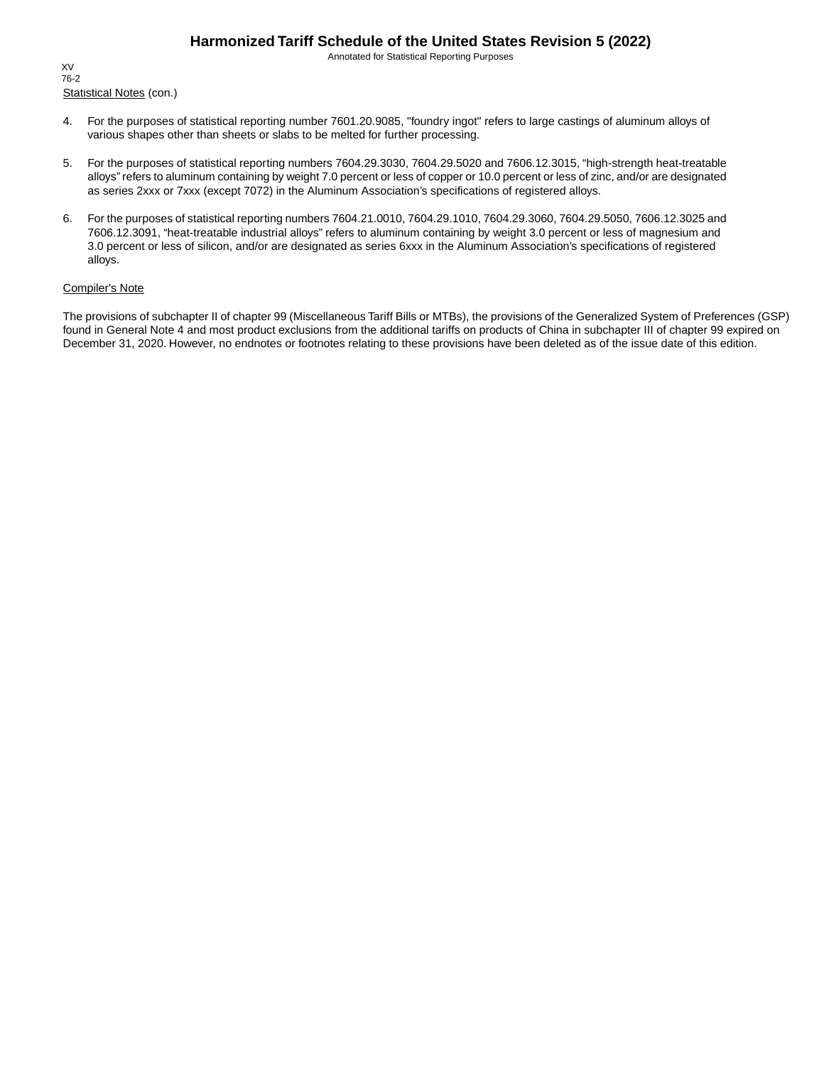Statistical Notes (con.)

4. For the purposes of statistical reporting number 7601.20.9085, "foundry ingot" refers to large castings of aluminum alloys of various shapes other than sheets or slabs to be melted for further processing.

5. For the purposes of statistical reporting numbers 7604.29.3030, 7604.29.5020 and 7606.12.3015, “high-strength heat-treatable alloys” refers to aluminum containing by weight 7.0 percent or less of copper or 10.0 percent or less of zinc, and/or are designated as series 2xxx or 7xxx (except 7072) in the Aluminum Association’s specifications of registered alloys.

6. For the purposes of statistical reporting numbers 7604.21.0010, 7604.29.1010, 7604.29.3060, 7604.29.5050, 7606.12.3025 and 7606.12.3091, “heat-treatable industrial alloys” refers to aluminum containing by weight 3.0 percent or less of magnesium and 3.0 percent or less of silicon, and/or are designated as series 6xxx in the Aluminum Association’s specifications of registered alloys.

Compiler's Note

The provisions of subchapter II of chapter 99 (Miscellaneous Tariff Bills or MTBs), the provisions of the Generalized System of Preferences (GSP) found in General Note 4 and most product exclusions from the additional tariffs on products of China in subchapter III of chapter 99 expired on December 31, 2020. However, no endnotes or footnotes relating to these provisions have been deleted as of the issue date of this edition.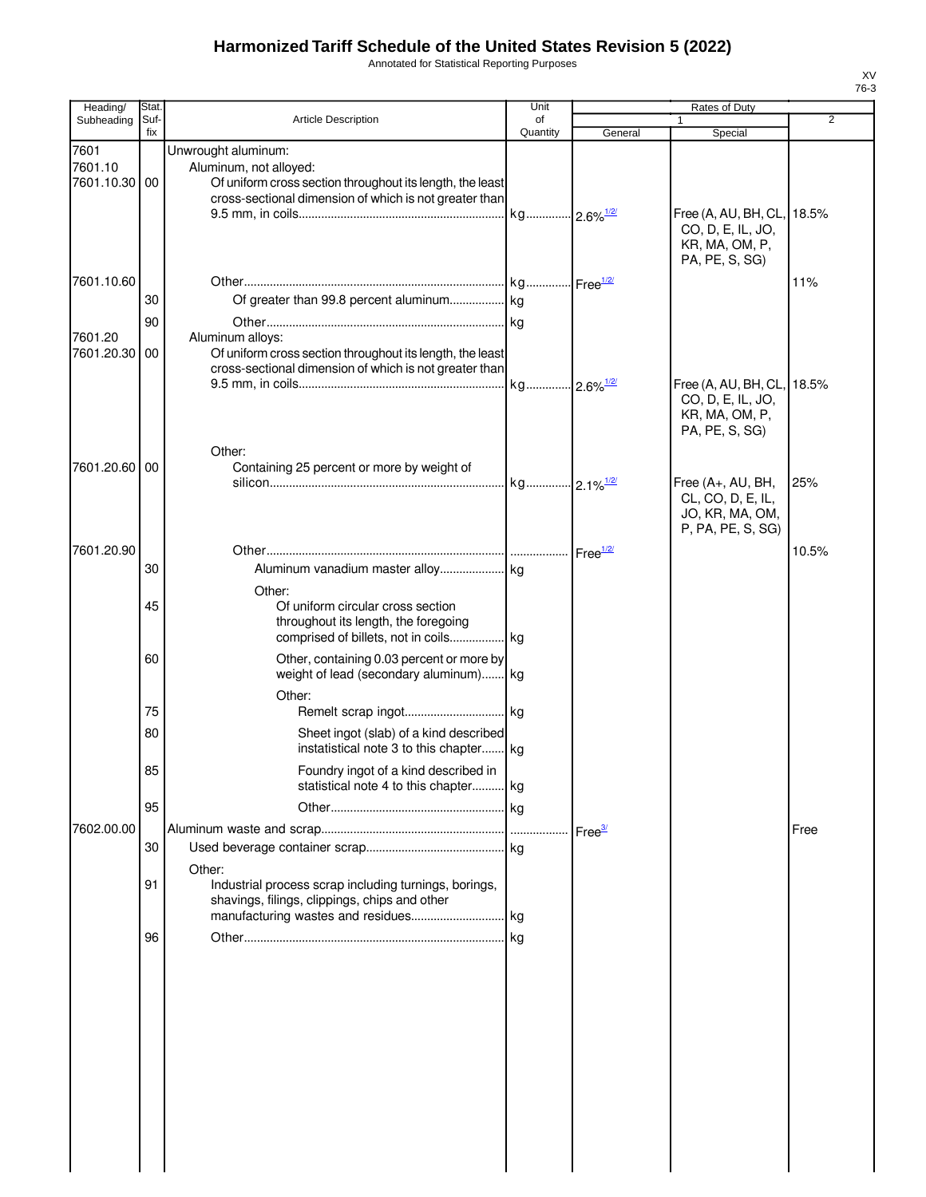# Harmonized Tariff Schedule of the United States Revision 5 (2022)

Annotated for Statistical Reporting Purposes

XV
76-3

| Heading/ Subheading | Stat. Suf- fix | Article Description | Unit of Quantity | Rates of Duty 1 General | Special | 2 |
|---|---|---|---|---|---|---|
| 7601 | | Unwrought aluminum: | | | | |
| 7601.10 | | Aluminum, not alloyed: | | | | |
| 7601.10.30 | 00 | Of uniform cross section throughout its length, the least cross-sectional dimension of which is not greater than 9.5 mm, in coils | kg | 2.6%1/2/ | Free (A, AU, BH, CL, CO, D, E, IL, JO, KR, MA, OM, P, PA, PE, S, SG) | 18.5% |
| 7601.10.60 | | Other | kg | Free1/2/ | | 11% |
| | 30 | Of greater than 99.8 percent aluminum | kg | | | |
| | 90 | Other | kg | | | |
| 7601.20 | | Aluminum alloys: | | | | |
| 7601.20.30 | 00 | Of uniform cross section throughout its length, the least cross-sectional dimension of which is not greater than 9.5 mm, in coils | kg | 2.6%1/2/ | Free (A, AU, BH, CL, CO, D, E, IL, JO, KR, MA, OM, P, PA, PE, S, SG) | 18.5% |
| | | Other: | | | | |
| 7601.20.60 | 00 | Containing 25 percent or more by weight of silicon | kg | 2.1%1/2/ | Free (A+, AU, BH, CL, CO, D, E, IL, JO, KR, MA, OM, P, PA, PE, S, SG) | 25% |
| 7601.20.90 | | Other | | Free1/2/ | | 10.5% |
| | 30 | Aluminum vanadium master alloy | kg | | | |
| | | Other: | | | | |
| | 45 | Of uniform circular cross section throughout its length, the foregoing comprised of billets, not in coils | kg | | | |
| | 60 | Other, containing 0.03 percent or more by weight of lead (secondary aluminum) | kg | | | |
| | | Other: | | | | |
| | 75 | Remelt scrap ingot | kg | | | |
| | 80 | Sheet ingot (slab) of a kind described instatistical note 3 to this chapter | kg | | | |
| | 85 | Foundry ingot of a kind described in statistical note 4 to this chapter | kg | | | |
| | 95 | Other | kg | | | |
| 7602.00.00 | | Aluminum waste and scrap | | Free3/ | | Free |
| | 30 | Used beverage container scrap | kg | | | |
| | | Other: | | | | |
| | 91 | Industrial process scrap including turnings, borings, shavings, filings, clippings, chips and other manufacturing wastes and residues | kg | | | |
| | 96 | Other | kg | | | |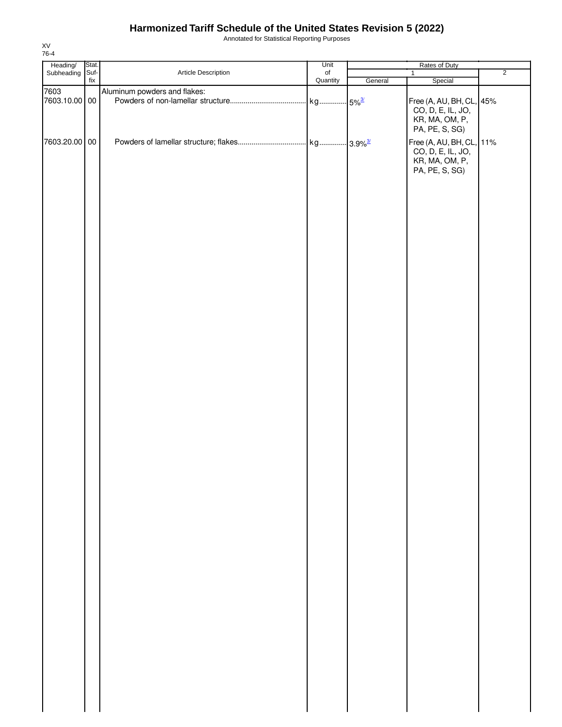# Harmonized Tariff Schedule of the United States Revision 5 (2022)

Annotated for Statistical Reporting Purposes

XV
76-4

| Heading/ Subheading | Stat. Suf- fix | Article Description | Unit of Quantity | Rates of Duty | | |
|---|---|---|---|---|---|---|
| | | | | 1 | | 2 |
| | | | | General | Special | |
| 7603 | | Aluminum powders and flakes: | | | | |
| 7603.10.00 | 00 | Powders of non-lamellar structure | kg | 5%[3/] | Free (A, AU, BH, CL, CO, D, E, IL, JO, KR, MA, OM, P, PA, PE, S, SG) | 45% |
| 7603.20.00 | 00 | Powders of lamellar structure; flakes | kg | 3.9%[3/] | Free (A, AU, BH, CL, CO, D, E, IL, JO, KR, MA, OM, P, PA, PE, S, SG) | 11% |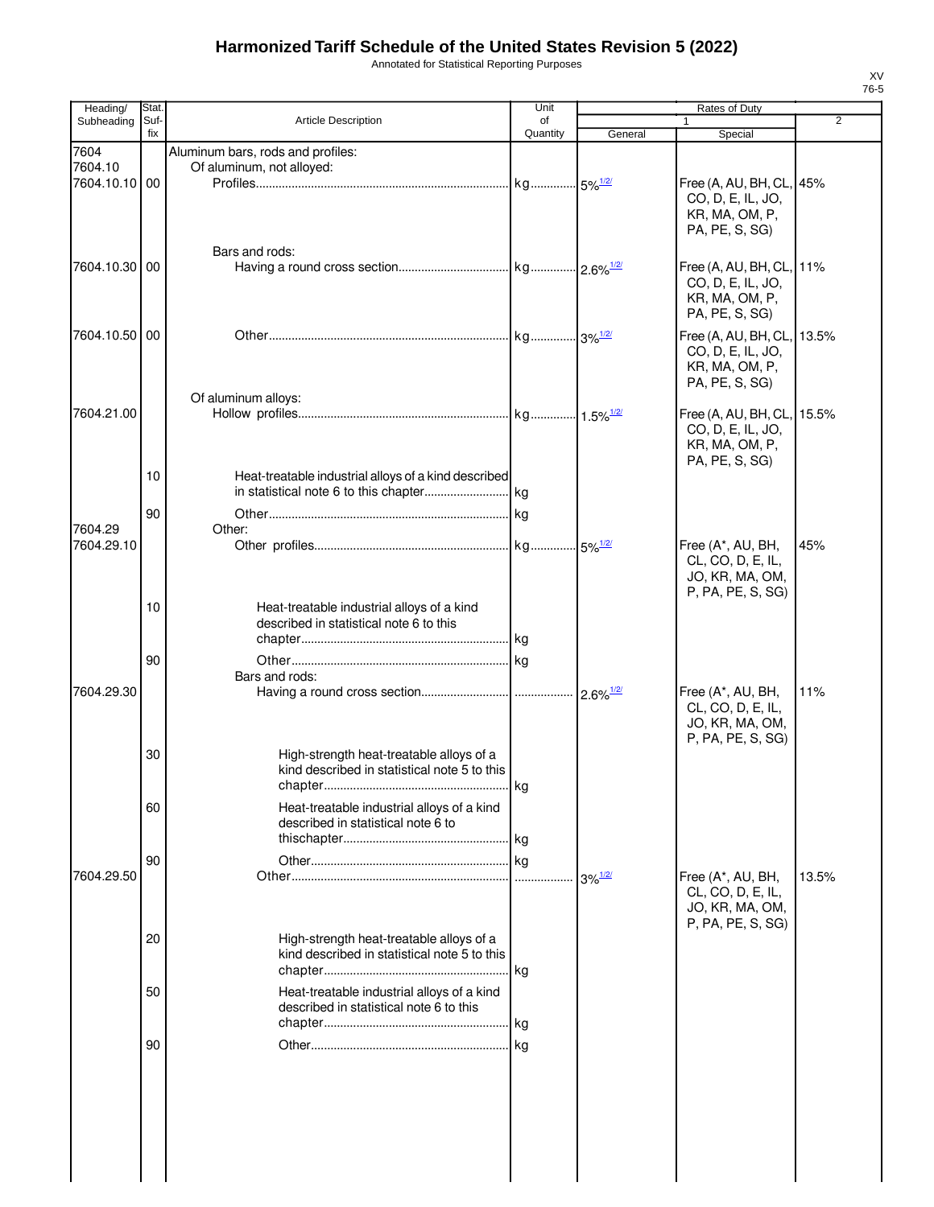# Harmonized Tariff Schedule of the United States Revision 5 (2022)

Annotated for Statistical Reporting Purposes

XV
76-5

| Heading/ Subheading | Stat. Suf- fix | Article Description | Unit of Quantity | Rates of Duty 1 General | Special | 2 |
|---|---|---|---|---|---|---|
| 7604 | | Aluminum bars, rods and profiles: | | | | |
| 7604.10 | | Of aluminum, not alloyed: | | | | |
| 7604.10.10 | 00 | Profiles | kg | 5% 1/2/ | Free (A, AU, BH, CL, CO, D, E, IL, JO, KR, MA, OM, P, PA, PE, S, SG) | 45% |
| | | Bars and rods: | | | | |
| 7604.10.30 | 00 | Having a round cross section | kg | 2.6% 1/2/ | Free (A, AU, BH, CL, CO, D, E, IL, JO, KR, MA, OM, P, PA, PE, S, SG) | 11% |
| 7604.10.50 | 00 | Other | kg | 3% 1/2/ | Free (A, AU, BH, CL, CO, D, E, IL, JO, KR, MA, OM, P, PA, PE, S, SG) | 13.5% |
| | | Of aluminum alloys: | | | | |
| 7604.21.00 | | Hollow profiles | kg | 1.5% 1/2/ | Free (A, AU, BH, CL, CO, D, E, IL, JO, KR, MA, OM, P, PA, PE, S, SG) | 15.5% |
| | 10 | Heat-treatable industrial alloys of a kind described in statistical note 6 to this chapter | kg | | | |
| | 90 | Other | kg | | | |
| 7604.29 | | Other: | | | | |
| 7604.29.10 | | Other profiles | kg | 5% 1/2/ | Free (A*, AU, BH, CL, CO, D, E, IL, JO, KR, MA, OM, P, PA, PE, S, SG) | 45% |
| | 10 | Heat-treatable industrial alloys of a kind described in statistical note 6 to this chapter | kg | | | |
| | 90 | Other | kg | | | |
| | | Bars and rods: | | | | |
| 7604.29.30 | | Having a round cross section | | 2.6% 1/2/ | Free (A*, AU, BH, CL, CO, D, E, IL, JO, KR, MA, OM, P, PA, PE, S, SG) | 11% |
| | 30 | High-strength heat-treatable alloys of a kind described in statistical note 5 to this chapter | kg | | | |
| | 60 | Heat-treatable industrial alloys of a kind described in statistical note 6 to thischapter | kg | | | |
| | 90 | Other | kg | | | |
| 7604.29.50 | | Other | | 3% 1/2/ | Free (A*, AU, BH, CL, CO, D, E, IL, JO, KR, MA, OM, P, PA, PE, S, SG) | 13.5% |
| | 20 | High-strength heat-treatable alloys of a kind described in statistical note 5 to this chapter | kg | | | |
| | 50 | Heat-treatable industrial alloys of a kind described in statistical note 6 to this chapter | kg | | | |
| | 90 | Other | kg | | | |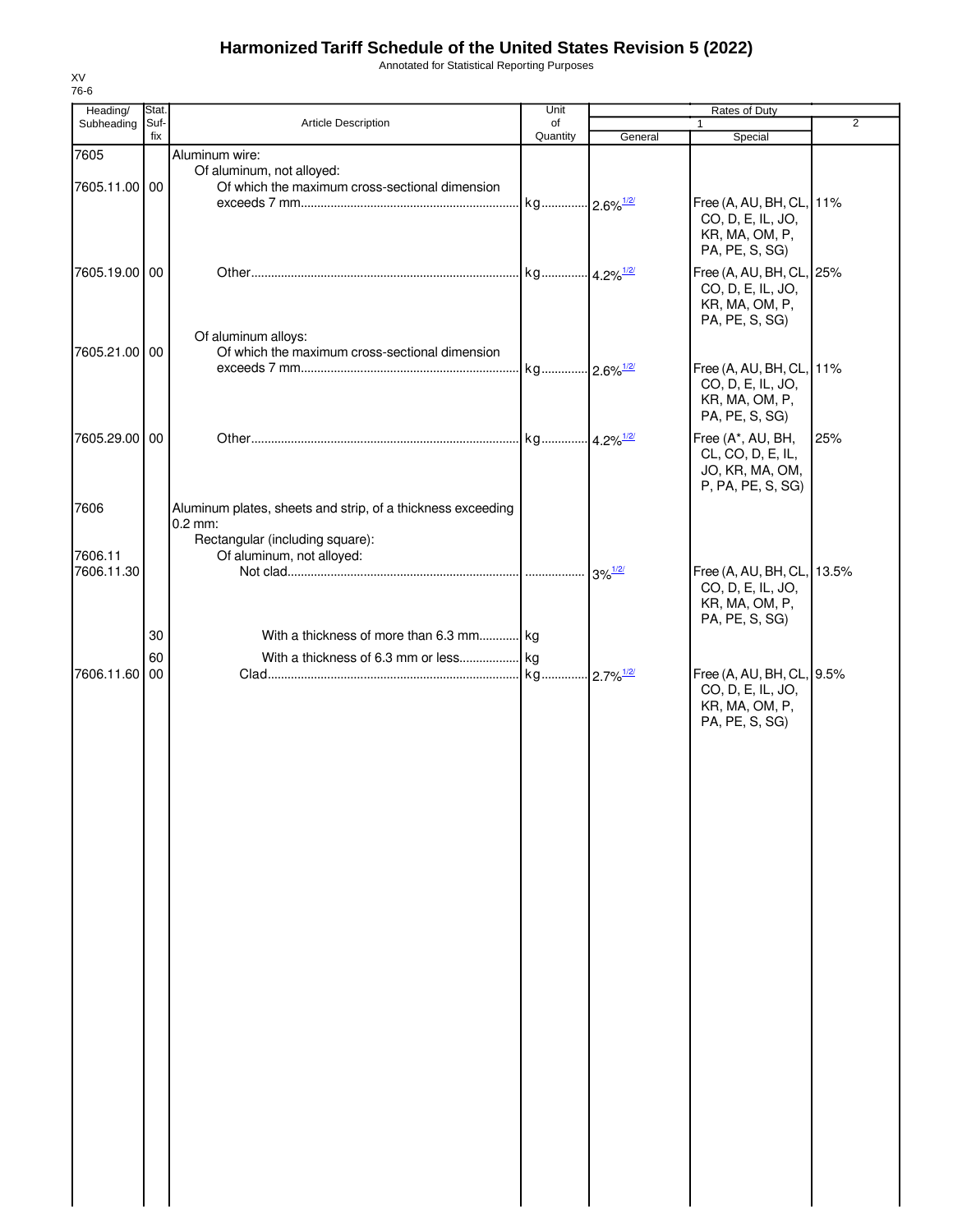# Harmonized Tariff Schedule of the United States Revision 5 (2022)

Annotated for Statistical Reporting Purposes

XV
76-6

| Heading/ Subheading | Stat. Suf- fix | Article Description | Unit of Quantity | Rates of Duty 1 General | Special | 2 |
|---|---|---|---|---|---|---|
| 7605 | | Aluminum wire: | | | | |
| | | Of aluminum, not alloyed: | | | | |
| 7605.11.00 | 00 | Of which the maximum cross-sectional dimension exceeds 7 mm | kg | 2.6% 1/2/ | Free (A, AU, BH, CL, CO, D, E, IL, JO, KR, MA, OM, P, PA, PE, S, SG) | 11% |
| 7605.19.00 | 00 | Other | kg | 4.2% 1/2/ | Free (A, AU, BH, CL, CO, D, E, IL, JO, KR, MA, OM, P, PA, PE, S, SG) | 25% |
| | | Of aluminum alloys: | | | | |
| 7605.21.00 | 00 | Of which the maximum cross-sectional dimension exceeds 7 mm | kg | 2.6% 1/2/ | Free (A, AU, BH, CL, CO, D, E, IL, JO, KR, MA, OM, P, PA, PE, S, SG) | 11% |
| 7605.29.00 | 00 | Other | kg | 4.2% 1/2/ | Free (A*, AU, BH, CL, CO, D, E, IL, JO, KR, MA, OM, P, PA, PE, S, SG) | 25% |
| 7606 | | Aluminum plates, sheets and strip, of a thickness exceeding 0.2 mm: | | | | |
| | | Rectangular (including square): | | | | |
| 7606.11 | | Of aluminum, not alloyed: | | | | |
| 7606.11.30 | | Not clad | | 3% 1/2/ | Free (A, AU, BH, CL, CO, D, E, IL, JO, KR, MA, OM, P, PA, PE, S, SG) | 13.5% |
| | 30 | With a thickness of more than 6.3 mm | kg | | | |
| | 60 | With a thickness of 6.3 mm or less | kg | | | |
| 7606.11.60 | 00 | Clad | kg | 2.7% 1/2/ | Free (A, AU, BH, CL, CO, D, E, IL, JO, KR, MA, OM, P, PA, PE, S, SG) | 9.5% |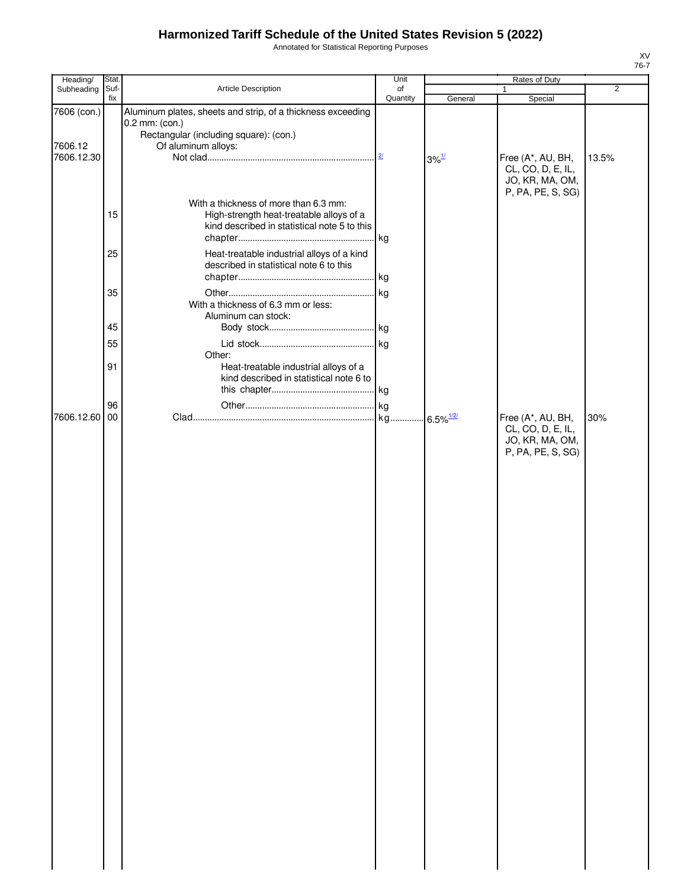# Harmonized Tariff Schedule of the United States Revision 5 (2022)

Annotated for Statistical Reporting Purposes

XV
76-7

| Heading/ Subheading | Stat. Suf- fix | Article Description | Unit of Quantity | Rates of Duty 1 General | Special | 2 |
|---|---|---|---|---|---|---|
| 7606 (con.) | | Aluminum plates, sheets and strip, of a thickness exceeding 0.2 mm: (con.) | | | | |
| | | Rectangular (including square): (con.) | | | | |
| 7606.12 | | Of aluminum alloys: | | | | |
| 7606.12.30 | | Not clad | 2/ | 3% 1/ | Free (A*, AU, BH, CL, CO, D, E, IL, JO, KR, MA, OM, P, PA, PE, S, SG) | 13.5% |
| | | With a thickness of more than 6.3 mm: | | | | |
| | 15 | High-strength heat-treatable alloys of a kind described in statistical note 5 to this chapter | kg | | | |
| | 25 | Heat-treatable industrial alloys of a kind described in statistical note 6 to this chapter | kg | | | |
| | 35 | Other | kg | | | |
| | | With a thickness of 6.3 mm or less: | | | | |
| | | Aluminum can stock: | | | | |
| | 45 | Body stock | kg | | | |
| | 55 | Lid stock | kg | | | |
| | | Other: | | | | |
| | 91 | Heat-treatable industrial alloys of a kind described in statistical note 6 to this chapter | kg | | | |
| | 96 | Other | kg | | | |
| 7606.12.60 | 00 | Clad | kg | 6.5% 1/2/ | Free (A*, AU, BH, CL, CO, D, E, IL, JO, KR, MA, OM, P, PA, PE, S, SG) | 30% |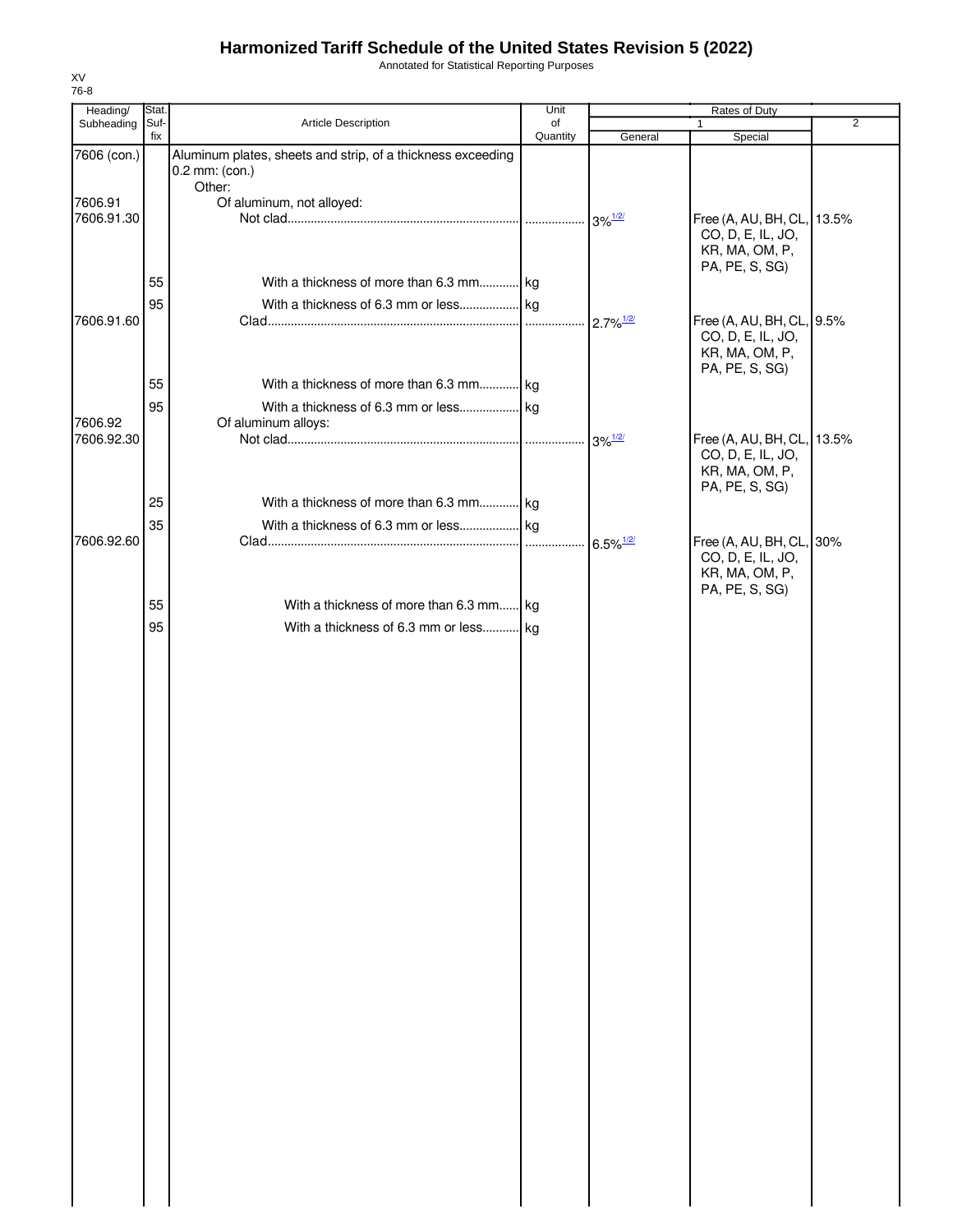# Harmonized Tariff Schedule of the United States Revision 5 (2022)

Annotated for Statistical Reporting Purposes

XV
76-8

| Heading/ Subheading | Stat. Suf-fix | Article Description | Unit of Quantity | Rates of Duty 1 General | Special | 2 |
|---|---|---|---|---|---|---|
| 7606 (con.) | | Aluminum plates, sheets and strip, of a thickness exceeding 0.2 mm: (con.) | | | | |
| | | Other: | | | | |
| 7606.91 | | Of aluminum, not alloyed: | | | | |
| 7606.91.30 | | Not clad | | 3%[1/2/] | Free (A, AU, BH, CL, CO, D, E, IL, JO, KR, MA, OM, P, PA, PE, S, SG) | 13.5% |
| | 55 | With a thickness of more than 6.3 mm | kg | | | |
| | 95 | With a thickness of 6.3 mm or less | kg | | | |
| 7606.91.60 | | Clad | | 2.7%[1/2/] | Free (A, AU, BH, CL, CO, D, E, IL, JO, KR, MA, OM, P, PA, PE, S, SG) | 9.5% |
| | 55 | With a thickness of more than 6.3 mm | kg | | | |
| | 95 | With a thickness of 6.3 mm or less | kg | | | |
| 7606.92 | | Of aluminum alloys: | | | | |
| 7606.92.30 | | Not clad | | 3%[1/2/] | Free (A, AU, BH, CL, CO, D, E, IL, JO, KR, MA, OM, P, PA, PE, S, SG) | 13.5% |
| | 25 | With a thickness of more than 6.3 mm | kg | | | |
| | 35 | With a thickness of 6.3 mm or less | kg | | | |
| 7606.92.60 | | Clad | | 6.5%[1/2/] | Free (A, AU, BH, CL, CO, D, E, IL, JO, KR, MA, OM, P, PA, PE, S, SG) | 30% |
| | 55 | With a thickness of more than 6.3 mm | kg | | | |
| | 95 | With a thickness of 6.3 mm or less | kg | | | |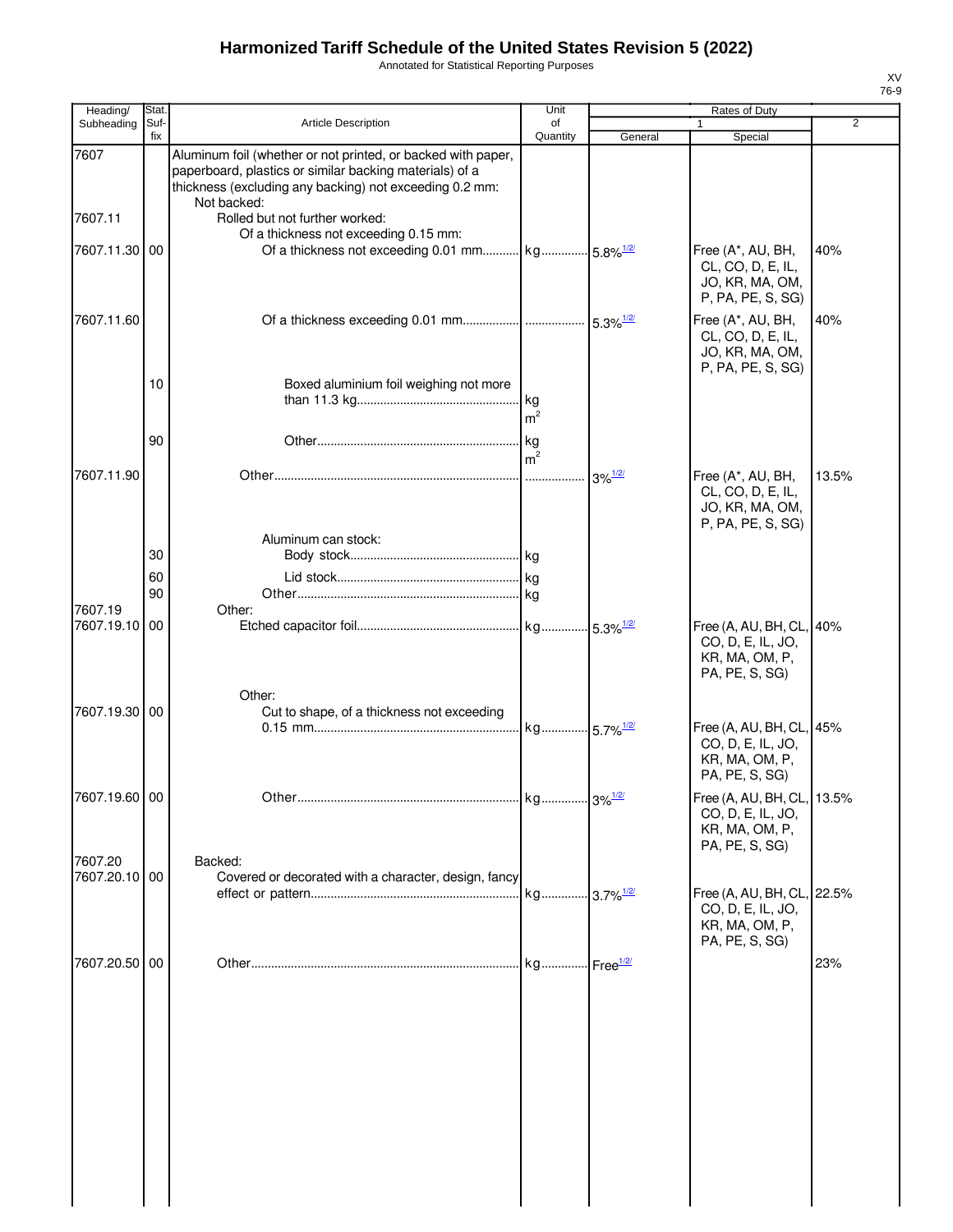# Harmonized Tariff Schedule of the United States Revision 5 (2022)

Annotated for Statistical Reporting Purposes

XV
76-9

| Heading/ Subheading | Stat. Suf- fix | Article Description | Unit of Quantity | Rates of Duty 1 General | Special | 2 |
|---|---|---|---|---|---|---|
| 7607 | | Aluminum foil (whether or not printed, or backed with paper, paperboard, plastics or similar backing materials) of a thickness (excluding any backing) not exceeding 0.2 mm: | | | | |
| | | Not backed: | | | | |
| 7607.11 | | Rolled but not further worked: | | | | |
| | | Of a thickness not exceeding 0.15 mm: | | | | |
| 7607.11.30 | 00 | Of a thickness not exceeding 0.01 mm | kg | 5.8%1/2/ | Free (A*, AU, BH, CL, CO, D, E, IL, JO, KR, MA, OM, P, PA, PE, S, SG) | 40% |
| 7607.11.60 | | Of a thickness exceeding 0.01 mm | | 5.3%1/2/ | Free (A*, AU, BH, CL, CO, D, E, IL, JO, KR, MA, OM, P, PA, PE, S, SG) | 40% |
| | 10 | Boxed aluminium foil weighing not more than 11.3 kg | kg $m^2$ | | | |
| | 90 | Other | kg $m^2$ | | | |
| 7607.11.90 | | Other | | 3%1/2/ | Free (A*, AU, BH, CL, CO, D, E, IL, JO, KR, MA, OM, P, PA, PE, S, SG) | 13.5% |
| | | Aluminum can stock: | | | | |
| | 30 | Body stock | kg | | | |
| | 60 | Lid stock | kg | | | |
| | 90 | Other | kg | | | |
| 7607.19 | | Other: | | | | |
| 7607.19.10 | 00 | Etched capacitor foil | kg | 5.3%1/2/ | Free (A, AU, BH, CL, CO, D, E, IL, JO, KR, MA, OM, P, PA, PE, S, SG) | 40% |
| | | Other: | | | | |
| 7607.19.30 | 00 | Cut to shape, of a thickness not exceeding 0.15 mm | kg | 5.7%1/2/ | Free (A, AU, BH, CL, CO, D, E, IL, JO, KR, MA, OM, P, PA, PE, S, SG) | 45% |
| 7607.19.60 | 00 | Other | kg | 3%1/2/ | Free (A, AU, BH, CL, CO, D, E, IL, JO, KR, MA, OM, P, PA, PE, S, SG) | 13.5% |
| 7607.20 | | Backed: | | | | |
| 7607.20.10 | 00 | Covered or decorated with a character, design, fancy effect or pattern | kg | 3.7%1/2/ | Free (A, AU, BH, CL, CO, D, E, IL, JO, KR, MA, OM, P, PA, PE, S, SG) | 22.5% |
| 7607.20.50 | 00 | Other | kg | Free1/2/ | | 23% |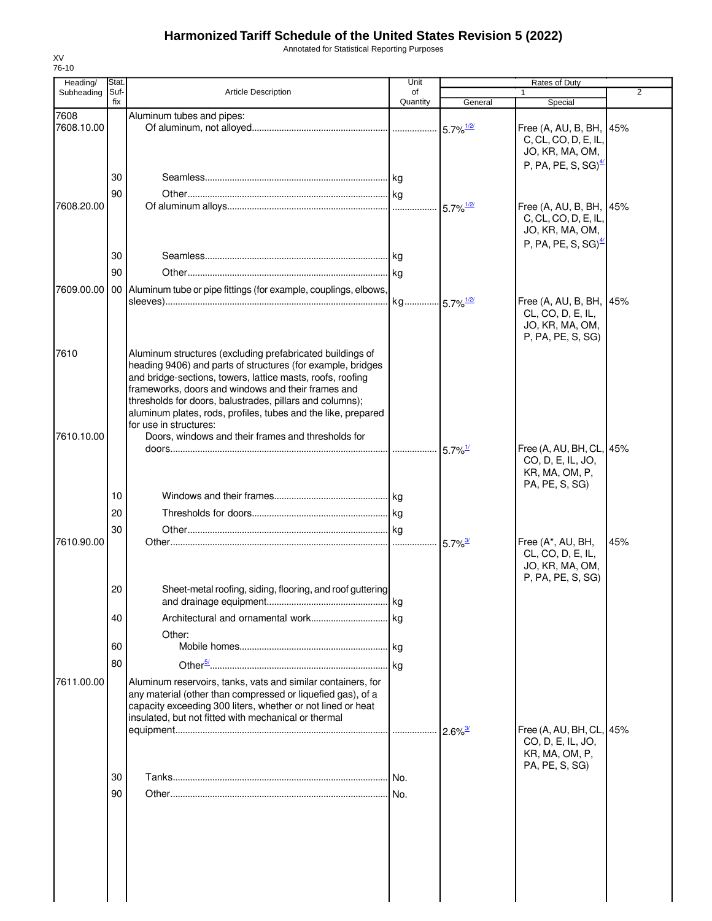# Harmonized Tariff Schedule of the United States Revision 5 (2022)

Annotated for Statistical Reporting Purposes

XV
76-10

| Heading/ Subheading | Stat. Suf-fix | Article Description | Unit of Quantity | Rates of Duty 1 General | Special | 2 |
|---|---|---|---|---|---|---|
| 7608 | | Aluminum tubes and pipes: | | | | |
| 7608.10.00 | | Of aluminum, not alloyed | | 5.7%[1/2/] | Free (A, AU, B, BH, C, CL, CO, D, E, IL, JO, KR, MA, OM, P, PA, PE, S, SG)[4/] | 45% |
| | 30 | Seamless | kg | | | |
| | 90 | Other | kg | | | |
| 7608.20.00 | | Of aluminum alloys | | 5.7%[1/2/] | Free (A, AU, B, BH, C, CL, CO, D, E, IL, JO, KR, MA, OM, P, PA, PE, S, SG)[4/] | 45% |
| | 30 | Seamless | kg | | | |
| | 90 | Other | kg | | | |
| 7609.00.00 | 00 | Aluminum tube or pipe fittings (for example, couplings, elbows, sleeves) | kg | 5.7%[1/2/] | Free (A, AU, B, BH, CL, CO, D, E, IL, JO, KR, MA, OM, P, PA, PE, S, SG) | 45% |
| 7610 | | Aluminum structures (excluding prefabricated buildings of heading 9406) and parts of structures (for example, bridges and bridge-sections, towers, lattice masts, roofs, roofing frameworks, doors and windows and their frames and thresholds for doors, balustrades, pillars and columns); aluminum plates, rods, profiles, tubes and the like, prepared for use in structures: | | | | |
| 7610.10.00 | | Doors, windows and their frames and thresholds for doors | | 5.7%[1/] | Free (A, AU, BH, CL, CO, D, E, IL, JO, KR, MA, OM, P, PA, PE, S, SG) | 45% |
| | 10 | Windows and their frames | kg | | | |
| | 20 | Thresholds for doors | kg | | | |
| | 30 | Other | kg | | | |
| 7610.90.00 | | Other | | 5.7%[3/] | Free (A*, AU, BH, CL, CO, D, E, IL, JO, KR, MA, OM, P, PA, PE, S, SG) | 45% |
| | 20 | Sheet-metal roofing, siding, flooring, and roof guttering and drainage equipment | kg | | | |
| | 40 | Architectural and ornamental work | kg | | | |
| | | Other: | | | | |
| | 60 | Mobile homes | kg | | | |
| | 80 | Other[5/] | kg | | | |
| 7611.00.00 | | Aluminum reservoirs, tanks, vats and similar containers, for any material (other than compressed or liquefied gas), of a capacity exceeding 300 liters, whether or not lined or heat insulated, but not fitted with mechanical or thermal equipment | | 2.6%[3/] | Free (A, AU, BH, CL, CO, D, E, IL, JO, KR, MA, OM, P, PA, PE, S, SG) | 45% |
| | 30 | Tanks | No. | | | |
| | 90 | Other | No. | | | |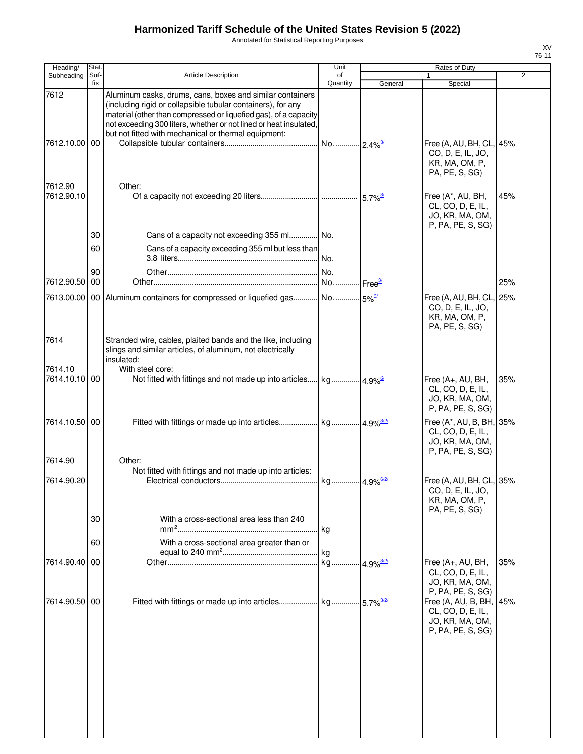# Harmonized Tariff Schedule of the United States Revision 5 (2022)

Annotated for Statistical Reporting Purposes

XV
76-11

| Heading/ Subheading | Stat. Suf- fix | Article Description | Unit of Quantity | Rates of Duty 1 General | Special | 2 |
|---|---|---|---|---|---|---|
| 7612 | | Aluminum casks, drums, cans, boxes and similar containers (including rigid or collapsible tubular containers), for any material (other than compressed or liquefied gas), of a capacity not exceeding 300 liters, whether or not lined or heat insulated, but not fitted with mechanical or thermal equipment: | | | | |
| 7612.10.00 | 00 | Collapsible tubular containers | No. | 2.4%[3/] | Free (A, AU, BH, CL, CO, D, E, IL, JO, KR, MA, OM, P, PA, PE, S, SG) | 45% |
| 7612.90 | | Other: | | | | |
| 7612.90.10 | | Of a capacity not exceeding 20 liters | | 5.7%[3/] | Free (A*, AU, BH, CL, CO, D, E, IL, JO, KR, MA, OM, P, PA, PE, S, SG) | 45% |
| | 30 | Cans of a capacity not exceeding 355 ml | No. | | | |
| | 60 | Cans of a capacity exceeding 355 ml but less than 3.8 liters | No. | | | |
| | 90 | Other | No. | | | |
| 7612.90.50 | 00 | Other | No. | Free[3/] | | 25% |
| 7613.00.00 | 00 | Aluminum containers for compressed or liquefied gas | No. | 5%[3/] | Free (A, AU, BH, CL, CO, D, E, IL, JO, KR, MA, OM, P, PA, PE, S, SG) | 25% |
| 7614 | | Stranded wire, cables, plaited bands and the like, including slings and similar articles, of aluminum, not electrically insulated: | | | | |
| 7614.10 | | With steel core: | | | | |
| 7614.10.10 | 00 | Not fitted with fittings and not made up into articles | kg | 4.9%[6/] | Free (A+, AU, BH, CL, CO, D, E, IL, JO, KR, MA, OM, P, PA, PE, S, SG) | 35% |
| 7614.10.50 | 00 | Fitted with fittings or made up into articles | kg | 4.9%[3/2/] | Free (A*, AU, B, BH, CL, CO, D, E, IL, JO, KR, MA, OM, P, PA, PE, S, SG) | 35% |
| 7614.90 | | Other: | | | | |
| | | Not fitted with fittings and not made up into articles: | | | | |
| 7614.90.20 | | Electrical conductors | kg | 4.9%[6/2/] | Free (A, AU, BH, CL, CO, D, E, IL, JO, KR, MA, OM, P, PA, PE, S, SG) | 35% |
| | 30 | With a cross-sectional area less than 240 mm² | kg | | | |
| | 60 | With a cross-sectional area greater than or equal to 240 mm² | kg | | | |
| 7614.90.40 | 00 | Other | kg | 4.9%[3/2/] | Free (A+, AU, BH, CL, CO, D, E, IL, JO, KR, MA, OM, P, PA, PE, S, SG) | 35% |
| 7614.90.50 | 00 | Fitted with fittings or made up into articles | kg | 5.7%[3/2/] | Free (A, AU, B, BH, CL, CO, D, E, IL, JO, KR, MA, OM, P, PA, PE, S, SG) | 45% |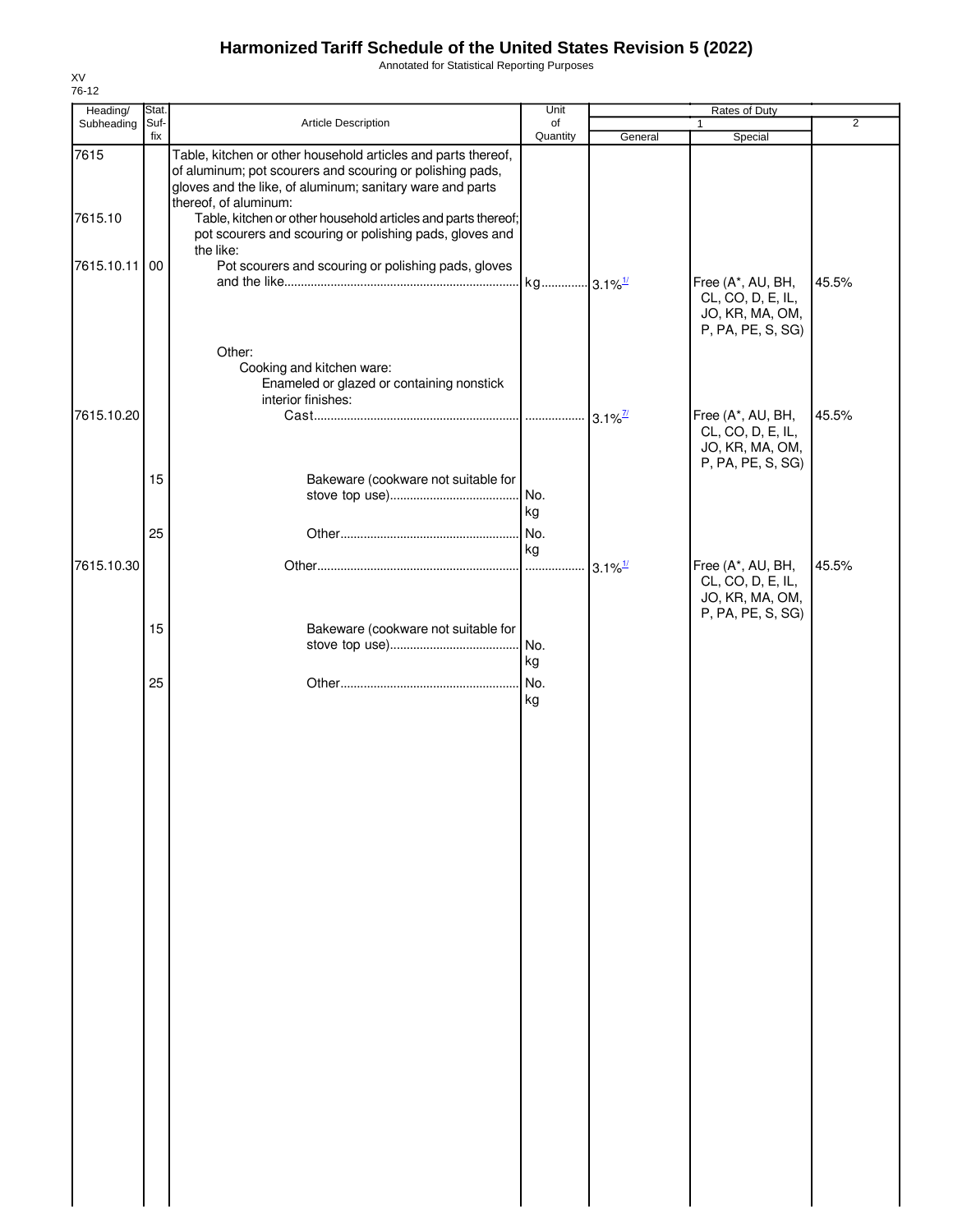# Harmonized Tariff Schedule of the United States Revision 5 (2022)

Annotated for Statistical Reporting Purposes

XV
76-12

| Heading/ Subheading | Stat. Suf- fix | Article Description | Unit of Quantity | Rates of Duty 1 General | Rates of Duty 1 Special | Rates of Duty 2 |
|---|---|---|---|---|---|---|
| 7615 | | Table, kitchen or other household articles and parts thereof, of aluminum; pot scourers and scouring or polishing pads, gloves and the like, of aluminum; sanitary ware and parts thereof, of aluminum: | | | | |
| 7615.10 | | Table, kitchen or other household articles and parts thereof; pot scourers and scouring or polishing pads, gloves and the like: | | | | |
| 7615.10.11 | 00 | Pot scourers and scouring or polishing pads, gloves and the like | kg | 3.1%[1/] | Free (A*, AU, BH, CL, CO, D, E, IL, JO, KR, MA, OM, P, PA, PE, S, SG) | 45.5% |
| | | Other: | | | | |
| | | Cooking and kitchen ware: | | | | |
| | | Enameled or glazed or containing nonstick interior finishes: | | | | |
| 7615.10.20 | | Cast | | 3.1%[7/] | Free (A*, AU, BH, CL, CO, D, E, IL, JO, KR, MA, OM, P, PA, PE, S, SG) | 45.5% |
| | 15 | Bakeware (cookware not suitable for stove top use) | No. kg | | | |
| | 25 | Other | No. kg | | | |
| 7615.10.30 | | Other | | 3.1%[1/] | Free (A*, AU, BH, CL, CO, D, E, IL, JO, KR, MA, OM, P, PA, PE, S, SG) | 45.5% |
| | 15 | Bakeware (cookware not suitable for stove top use) | No. kg | | | |
| | 25 | Other | No. kg | | | |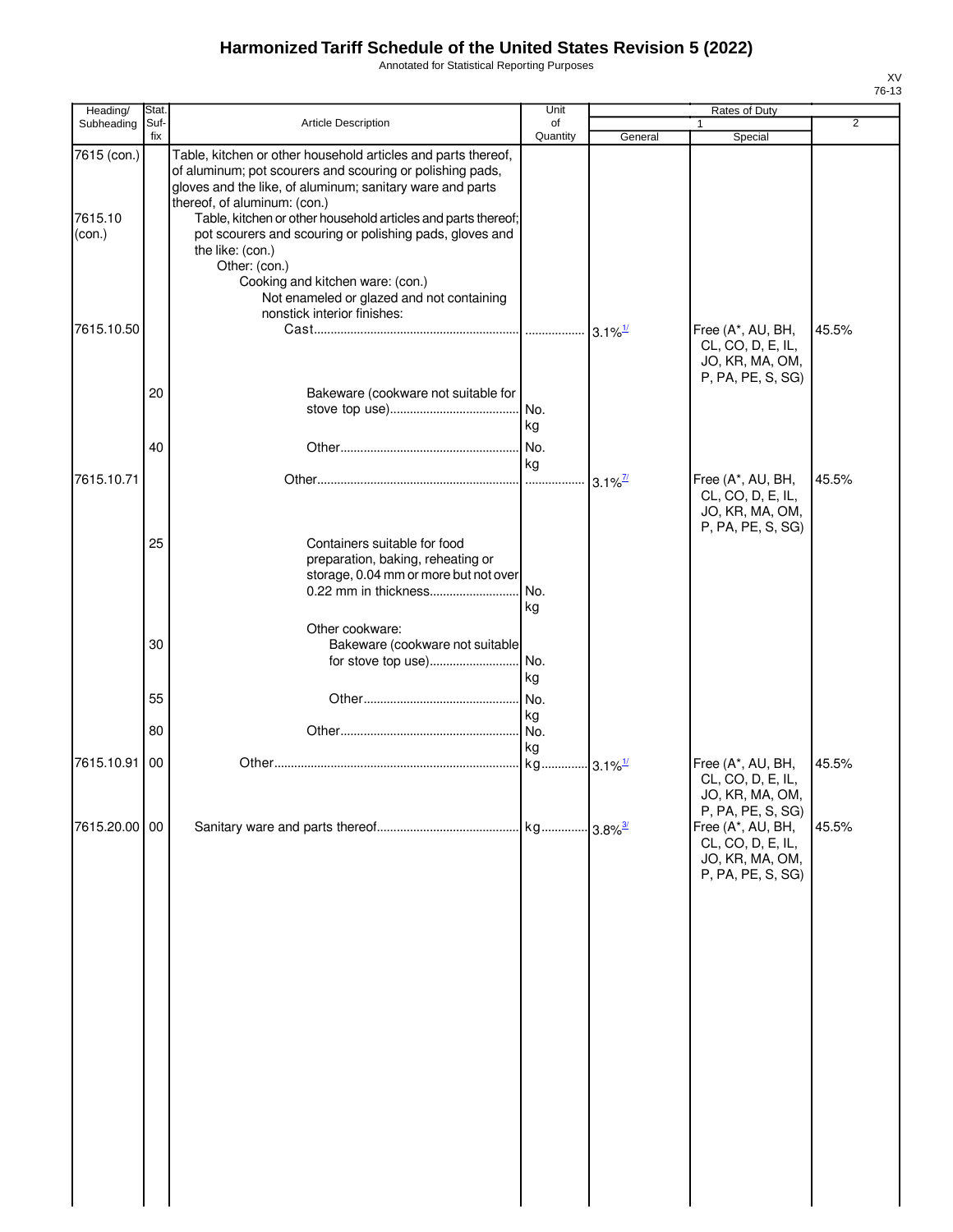# Harmonized Tariff Schedule of the United States Revision 5 (2022)

Annotated for Statistical Reporting Purposes

XV
76-13

| Heading/ Subheading | Stat. Suf-fix | Article Description | Unit of Quantity | Rates of Duty 1 General | Special | 2 |
|---|---|---|---|---|---|---|
| 7615 (con.) | | Table, kitchen or other household articles and parts thereof, of aluminum; pot scourers and scouring or polishing pads, gloves and the like, of aluminum; sanitary ware and parts thereof, of aluminum: (con.) | | | | |
| 7615.10 (con.) | | Table, kitchen or other household articles and parts thereof; pot scourers and scouring or polishing pads, gloves and the like: (con.) | | | | |
| | | Other: (con.) | | | | |
| | | Cooking and kitchen ware: (con.) | | | | |
| | | Not enameled or glazed and not containing nonstick interior finishes: | | | | |
| 7615.10.50 | | Cast | | 3.1%[1/] | Free (A*, AU, BH, CL, CO, D, E, IL, JO, KR, MA, OM, P, PA, PE, S, SG) | 45.5% |
| | 20 | Bakeware (cookware not suitable for stove top use) | No. kg | | | |
| | 40 | Other | No. kg | | | |
| 7615.10.71 | | Other | | 3.1%[7/] | Free (A*, AU, BH, CL, CO, D, E, IL, JO, KR, MA, OM, P, PA, PE, S, SG) | 45.5% |
| | 25 | Containers suitable for food preparation, baking, reheating or storage, 0.04 mm or more but not over 0.22 mm in thickness | No. kg | | | |
| | | Other cookware: | | | | |
| | 30 | Bakeware (cookware not suitable for stove top use) | No. kg | | | |
| | 55 | Other | No. kg | | | |
| | 80 | Other | No. kg | | | |
| 7615.10.91 | 00 | Other | kg | 3.1%[1/] | Free (A*, AU, BH, CL, CO, D, E, IL, JO, KR, MA, OM, P, PA, PE, S, SG) | 45.5% |
| 7615.20.00 | 00 | Sanitary ware and parts thereof | kg | 3.8%[3/] | Free (A*, AU, BH, CL, CO, D, E, IL, JO, KR, MA, OM, P, PA, PE, S, SG) | 45.5% |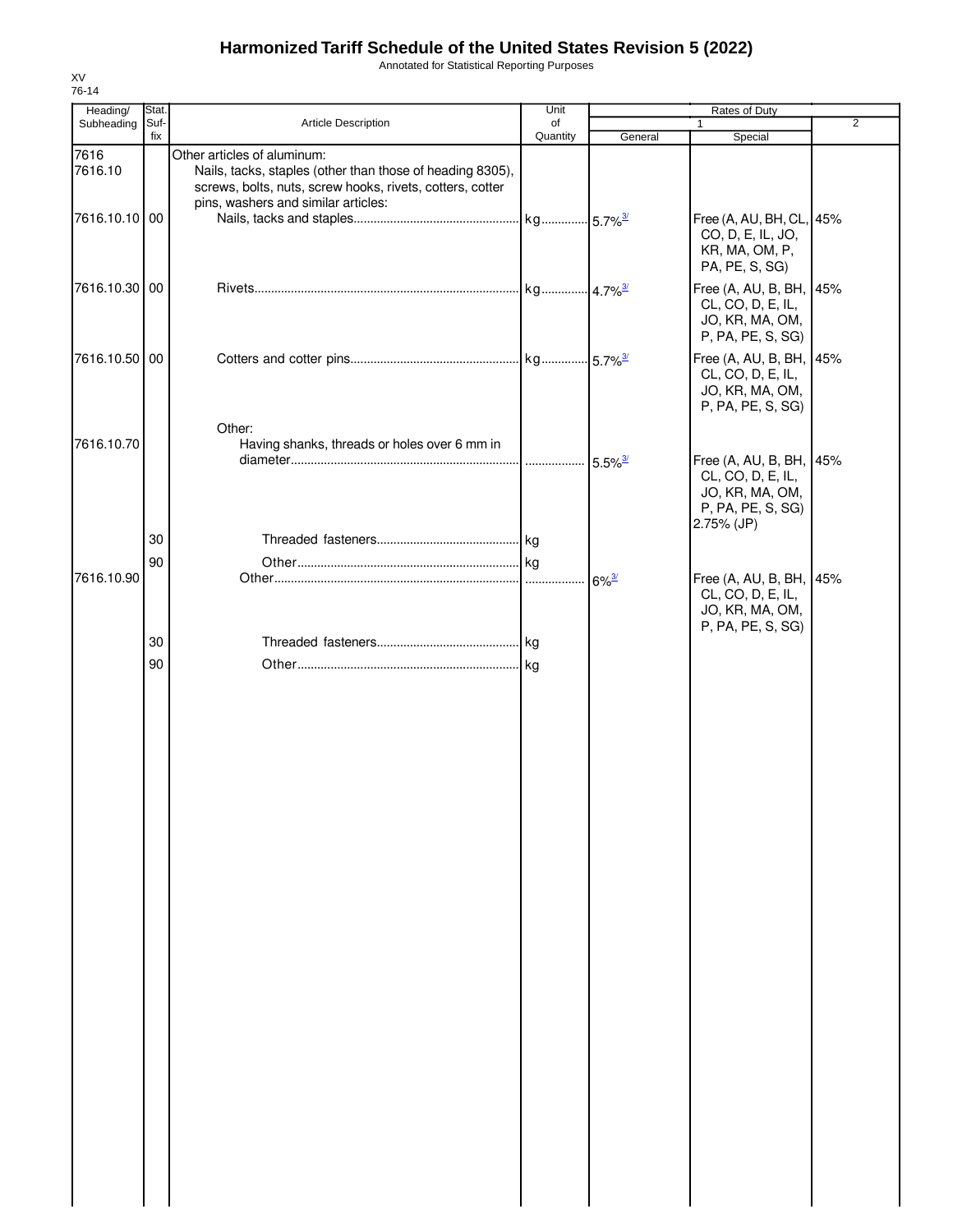# Harmonized Tariff Schedule of the United States Revision 5 (2022)

Annotated for Statistical Reporting Purposes

XV
76-14

| Heading/ Subheading | Stat. Suf- fix | Article Description | Unit of Quantity | Rates of Duty 1 General | Special | 2 |
|---|---|---|---|---|---|---|
| 7616 | | Other articles of aluminum: | | | | |
| 7616.10 | | Nails, tacks, staples (other than those of heading 8305), screws, bolts, nuts, screw hooks, rivets, cotters, cotter pins, washers and similar articles: | | | | |
| 7616.10.10 | 00 | Nails, tacks and staples | kg | 5.7%[3/] | Free (A, AU, BH, CL, CO, D, E, IL, JO, KR, MA, OM, P, PA, PE, S, SG) | 45% |
| 7616.10.30 | 00 | Rivets | kg | 4.7%[3/] | Free (A, AU, B, BH, CL, CO, D, E, IL, JO, KR, MA, OM, P, PA, PE, S, SG) | 45% |
| 7616.10.50 | 00 | Cotters and cotter pins | kg | 5.7%[3/] | Free (A, AU, B, BH, CL, CO, D, E, IL, JO, KR, MA, OM, P, PA, PE, S, SG) | 45% |
| | | Other: | | | | |
| 7616.10.70 | | Having shanks, threads or holes over 6 mm in diameter | | 5.5%[3/] | Free (A, AU, B, BH, CL, CO, D, E, IL, JO, KR, MA, OM, P, PA, PE, S, SG) 2.75% (JP) | 45% |
| | 30 | Threaded fasteners | kg | | | |
| | 90 | Other | kg | | | |
| 7616.10.90 | | Other | | 6%[3/] | Free (A, AU, B, BH, CL, CO, D, E, IL, JO, KR, MA, OM, P, PA, PE, S, SG) | 45% |
| | 30 | Threaded fasteners | kg | | | |
| | 90 | Other | kg | | | |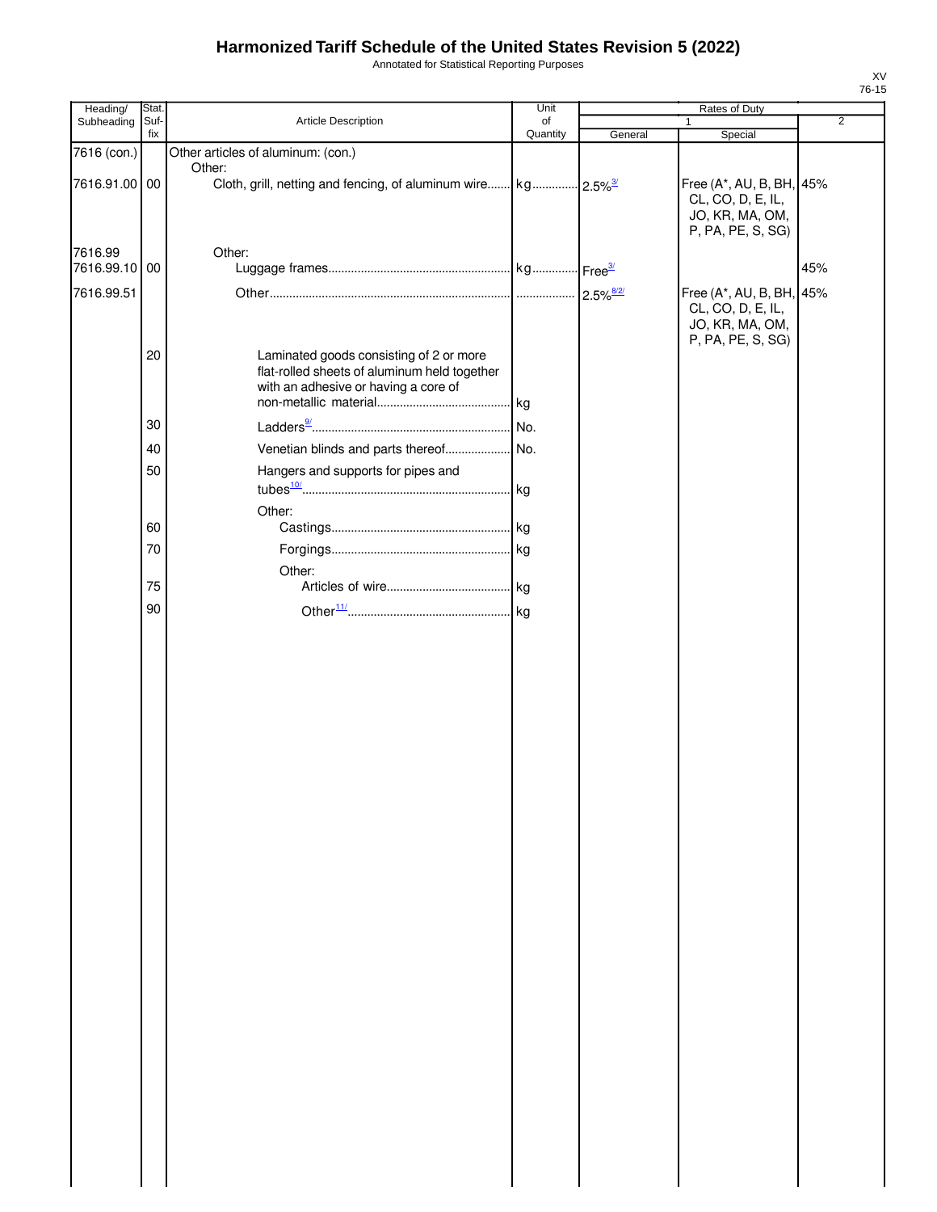# Harmonized Tariff Schedule of the United States Revision 5 (2022)

Annotated for Statistical Reporting Purposes

XV
76-15

| Heading/ Subheading | Stat. Suf-fix | Article Description | Unit of Quantity | Rates of Duty 1 General | Special | 2 |
|---|---|---|---|---|---|---|
| 7616 (con.) | | Other articles of aluminum: (con.) | | | | |
| | | Other: | | | | |
| 7616.91.00 | 00 | Cloth, grill, netting and fencing, of aluminum wire | kg | 2.5%[3/] | Free (A*, AU, B, BH, CL, CO, D, E, IL, JO, KR, MA, OM, P, PA, PE, S, SG) | 45% |
| 7616.99 | | Other: | | | | |
| 7616.99.10 | 00 | Luggage frames | kg | Free[3/] | | 45% |
| 7616.99.51 | | Other | | 2.5%[8/2/] | Free (A*, AU, B, BH, CL, CO, D, E, IL, JO, KR, MA, OM, P, PA, PE, S, SG) | 45% |
| | 20 | Laminated goods consisting of 2 or more flat-rolled sheets of aluminum held together with an adhesive or having a core of non-metallic material | kg | | | |
| | 30 | Ladders[9/] | No. | | | |
| | 40 | Venetian blinds and parts thereof | No. | | | |
| | 50 | Hangers and supports for pipes and tubes[10/] | kg | | | |
| | | Other: | | | | |
| | 60 | Castings | kg | | | |
| | 70 | Forgings | kg | | | |
| | | Other: | | | | |
| | 75 | Articles of wire | kg | | | |
| | 90 | Other[11/] | kg | | | |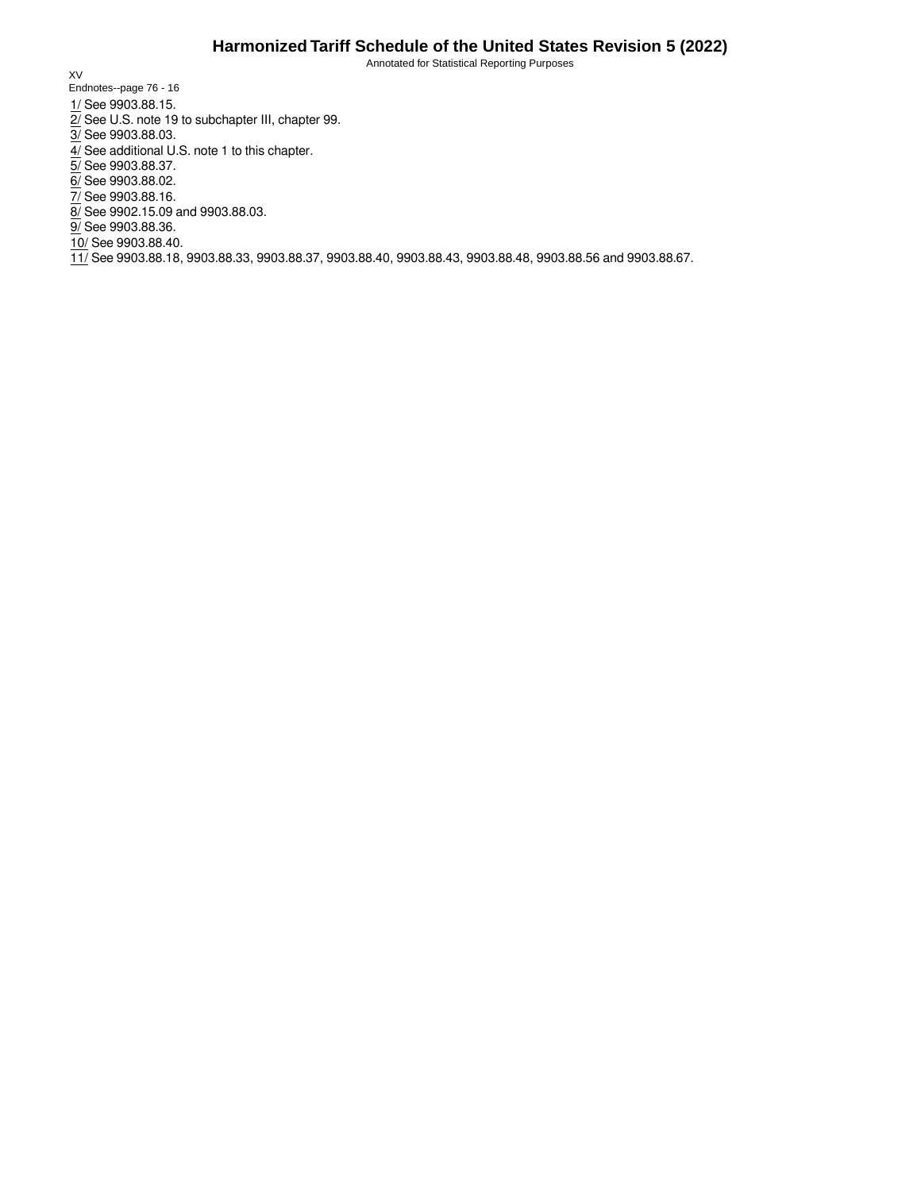XV

Endnotes--page 76 - 16

1/ See 9903.88.15.

2/ See U.S. note 19 to subchapter III, chapter 99.

3/ See 9903.88.03.

4/ See additional U.S. note 1 to this chapter.

5/ See 9903.88.37.

6/ See 9903.88.02.

7/ See 9903.88.16.

8/ See 9902.15.09 and 9903.88.03.

9/ See 9903.88.36.

10/ See 9903.88.40.

11/ See 9903.88.18, 9903.88.33, 9903.88.37, 9903.88.40, 9903.88.43, 9903.88.48, 9903.88.56 and 9903.88.67.